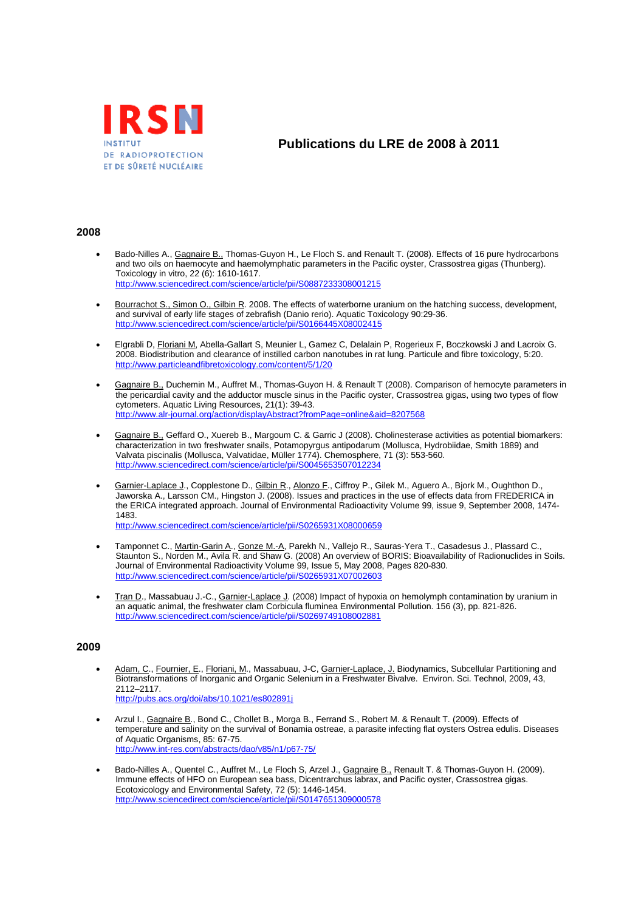IRSN

INSTITUT
DE RADIOPROTECTION
ET DE SÛRETÉ NUCLÉAIRE

# Publications du LRE de 2008 à 2011

## 2008

- Bado-Nilles A., Gagnaire B., Thomas-Guyon H., Le Floch S. and Renault T. (2008). Effects of 16 pure hydrocarbons and two oils on haemocyte and haemolymphatic parameters in the Pacific oyster, Crassostrea gigas (Thunberg). Toxicology in vitro, 22 (6): 1610-1617.
  http://www.sciencedirect.com/science/article/pii/S0887233308001215

- Bourrachot S., Simon O., Gilbin R. 2008. The effects of waterborne uranium on the hatching success, development, and survival of early life stages of zebrafish (Danio rerio). Aquatic Toxicology 90:29-36.
  http://www.sciencedirect.com/science/article/pii/S0166445X08002415

- Elgrabli D, Floriani M, Abella-Gallart S, Meunier L, Gamez C, Delalain P, Rogerieux F, Boczkowski J and Lacroix G. 2008. Biodistribution and clearance of instilled carbon nanotubes in rat lung. Particule and fibre toxicology, 5:20.
  http://www.particleandfibretoxicology.com/content/5/1/20

- Gagnaire B., Duchemin M., Auffret M., Thomas-Guyon H. & Renault T (2008). Comparison of hemocyte parameters in the pericardial cavity and the adductor muscle sinus in the Pacific oyster, Crassostrea gigas, using two types of flow cytometers. Aquatic Living Resources, 21(1): 39-43.
  http://www.alr-journal.org/action/displayAbstract?fromPage=online&aid=8207568

- Gagnaire B., Geffard O., Xuereb B., Margoum C. & Garric J (2008). Cholinesterase activities as potential biomarkers: characterization in two freshwater snails, Potamopyrgus antipodarum (Mollusca, Hydrobiidae, Smith 1889) and Valvata piscinalis (Mollusca, Valvatidae, Müller 1774). Chemosphere, 71 (3): 553-560.
  http://www.sciencedirect.com/science/article/pii/S0045653507012234

- Garnier-Laplace J., Copplestone D., Gilbin R., Alonzo F., Ciffroy P., Gilek M., Aguero A., Bjork M., Oughthon D., Jaworska A., Larsson CM., Hingston J. (2008). Issues and practices in the use of effects data from FREDERICA in the ERICA integrated approach. Journal of Environmental Radioactivity Volume 99, issue 9, September 2008, 1474-1483.
  http://www.sciencedirect.com/science/article/pii/S0265931X08000659

- Tamponnet C., Martin-Garin A., Gonze M.-A, Parekh N., Vallejo R., Sauras-Yera T., Casadesus J., Plassard C., Staunton S., Norden M., Avila R. and Shaw G. (2008) An overview of BORIS: Bioavailability of Radionuclides in Soils. Journal of Environmental Radioactivity Volume 99, Issue 5, May 2008, Pages 820-830.
  http://www.sciencedirect.com/science/article/pii/S0265931X07002603

- Tran D., Massabuau J.-C., Garnier-Laplace J. (2008) Impact of hypoxia on hemolymph contamination by uranium in an aquatic animal, the freshwater clam Corbicula fluminea Environmental Pollution. 156 (3), pp. 821-826.
  http://www.sciencedirect.com/science/article/pii/S0269749108002881

## 2009

- Adam, C., Fournier, E., Floriani, M., Massabuau, J-C, Garnier-Laplace, J. Biodynamics, Subcellular Partitioning and Biotransformations of Inorganic and Organic Selenium in a Freshwater Bivalve. Environ. Sci. Technol, 2009, 43, 2112–2117.
  http://pubs.acs.org/doi/abs/10.1021/es802891j

- Arzul I., Gagnaire B., Bond C., Chollet B., Morga B., Ferrand S., Robert M. & Renault T. (2009). Effects of temperature and salinity on the survival of Bonamia ostreae, a parasite infecting flat oysters Ostrea edulis. Diseases of Aquatic Organisms, 85: 67-75.
  http://www.int-res.com/abstracts/dao/v85/n1/p67-75/

- Bado-Nilles A., Quentel C., Auffret M., Le Floch S, Arzel J., Gagnaire B., Renault T. & Thomas-Guyon H. (2009). Immune effects of HFO on European sea bass, Dicentrarchus labrax, and Pacific oyster, Crassostrea gigas. Ecotoxicology and Environmental Safety, 72 (5): 1446-1454.
  http://www.sciencedirect.com/science/article/pii/S0147651309000578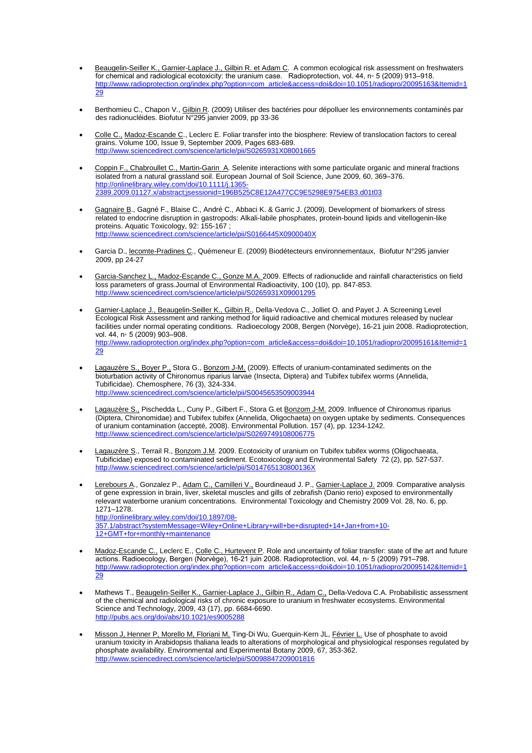- Beaugelin-Seiller K., Garnier-Laplace J., Gilbin R. et Adam C. A common ecological risk assessment on freshwaters for chemical and radiological ecotoxicity: the uranium case. Radioprotection, vol. 44, n◦ 5 (2009) 913–918. http://www.radioprotection.org/index.php?option=com_article&access=doi&doi=10.1051/radiopro/20095163&Itemid=129

- Berthomieu C., Chapon V., Gilbin R. (2009) Utiliser des bactéries pour dépolluer les environnements contaminés par des radionucléides. Biofutur N°295 janvier 2009, pp 33-36

- Colle C., Madoz-Escande C., Leclerc E. Foliar transfer into the biosphere: Review of translocation factors to cereal grains. Volume 100, Issue 9, September 2009, Pages 683-689. http://www.sciencedirect.com/science/article/pii/S0265931X08001665

- Coppin F., Chabroullet C., Martin-Garin A. Selenite interactions with some particulate organic and mineral fractions isolated from a natural grassland soil. European Journal of Soil Science, June 2009, 60, 369–376. http://onlinelibrary.wiley.com/doi/10.1111/j.1365-2389.2009.01127.x/abstract;jsessionid=196B525C8E12A477CC9E5298E9754EB3.d01t03

- Gagnaire B., Gagné F., Blaise C., André C., Abbaci K. & Garric J. (2009). Development of biomarkers of stress related to endocrine disruption in gastropods: Alkali-labile phosphates, protein-bound lipids and vitellogenin-like proteins. Aquatic Toxicology, 92: 155-167 ; http://www.sciencedirect.com/science/article/pii/S0166445X0900040X

- Garcia D., lecomte-Pradines C., Quémeneur E. (2009) Biodétecteurs environnementaux, Biofutur N°295 janvier 2009, pp 24-27

- Garcia-Sanchez L., Madoz-Escande C., Gonze M.A. 2009. Effects of radionuclide and rainfall characteristics on field loss parameters of grass.Journal of Environmental Radioactivity, 100 (10), pp. 847-853. http://www.sciencedirect.com/science/article/pii/S0265931X09001295

- Garnier-Laplace J., Beaugelin-Seiller K., Gilbin R., Della-Vedova C., Jolliet O. and Payet J. A Screening Level Ecological Risk Assessment and ranking method for liquid radioactive and chemical mixtures released by nuclear facilities under normal operating conditions. Radioecology 2008, Bergen (Norvège), 16-21 juin 2008. Radioprotection, vol. 44, n◦ 5 (2009) 903–908. http://www.radioprotection.org/index.php?option=com_article&access=doi&doi=10.1051/radiopro/20095161&Itemid=129

- Lagauzère S., Boyer P., Stora G., Bonzom J-M. (2009). Effects of uranium-contaminated sediments on the bioturbation activity of Chironomus riparius larvae (Insecta, Diptera) and Tubifex tubifex worms (Annelida, Tubificidae). Chemosphere, 76 (3), 324-334. http://www.sciencedirect.com/science/article/pii/S0045653509003944

- Lagauzère S., Pischedda L., Cuny P., Gilbert F., Stora G.et Bonzom J-M. 2009. Influence of Chironomus riparius (Diptera, Chironomidae) and Tubifex tubifex (Annelida, Oligochaeta) on oxygen uptake by sediments. Consequences of uranium contamination (accepté, 2008). Environmental Pollution. 157 (4), pp. 1234-1242. http://www.sciencedirect.com/science/article/pii/S0269749108006775

- Lagauzère S., Terrail R., Bonzom J.M. 2009. Ecotoxicity of uranium on Tubifex tubifex worms (Oligochaeata, Tubificidae) exposed to contaminated sediment. Ecotoxicology and Environmental Safety 72 (2), pp. 527-537. http://www.sciencedirect.com/science/article/pii/S014765130800136X

- Lerebours A., Gonzalez P., Adam C., Camilleri V., Bourdineaud J. P., Garnier-Laplace J. 2009. Comparative analysis of gene expression in brain, liver, skeletal muscles and gills of zebrafish (Danio rerio) exposed to environmentally relevant waterborne uranium concentrations. Environmental Toxicology and Chemistry 2009 Vol. 28, No. 6, pp. 1271–1278. http://onlinelibrary.wiley.com/doi/10.1897/08-357.1/abstract?systemMessage=Wiley+Online+Library+will+be+disrupted+14+Jan+from+10-12+GMT+for+monthly+maintenance

- Madoz-Escande C., Leclerc E., Colle C., Hurtevent P. Role and uncertainty of foliar transfer: state of the art and future actions. Radioecology, Bergen (Norvège), 16-21 juin 2008. Radioprotection, vol. 44, n◦ 5 (2009) 791–798. http://www.radioprotection.org/index.php?option=com_article&access=doi&doi=10.1051/radiopro/20095142&Itemid=129

- Mathews T., Beaugelin-Seiller K., Garnier-Laplace J., Gilbin R., Adam C., Della-Vedova C.A. Probabilistic assessment of the chemical and radiological risks of chronic exposure to uranium in freshwater ecosystems. Environmental Science and Technology, 2009, 43 (17), pp. 6684-6690. http://pubs.acs.org/doi/abs/10.1021/es9005288

- Misson J, Henner P, Morello M, Floriani M, Ting-Di Wu, Guerquin-Kern JL, Février L. Use of phosphate to avoid uranium toxicity in Arabidopsis thaliana leads to alterations of morphological and physiological responses regulated by phosphate availability. Environmental and Experimental Botany 2009, 67, 353-362. http://www.sciencedirect.com/science/article/pii/S0098847209001816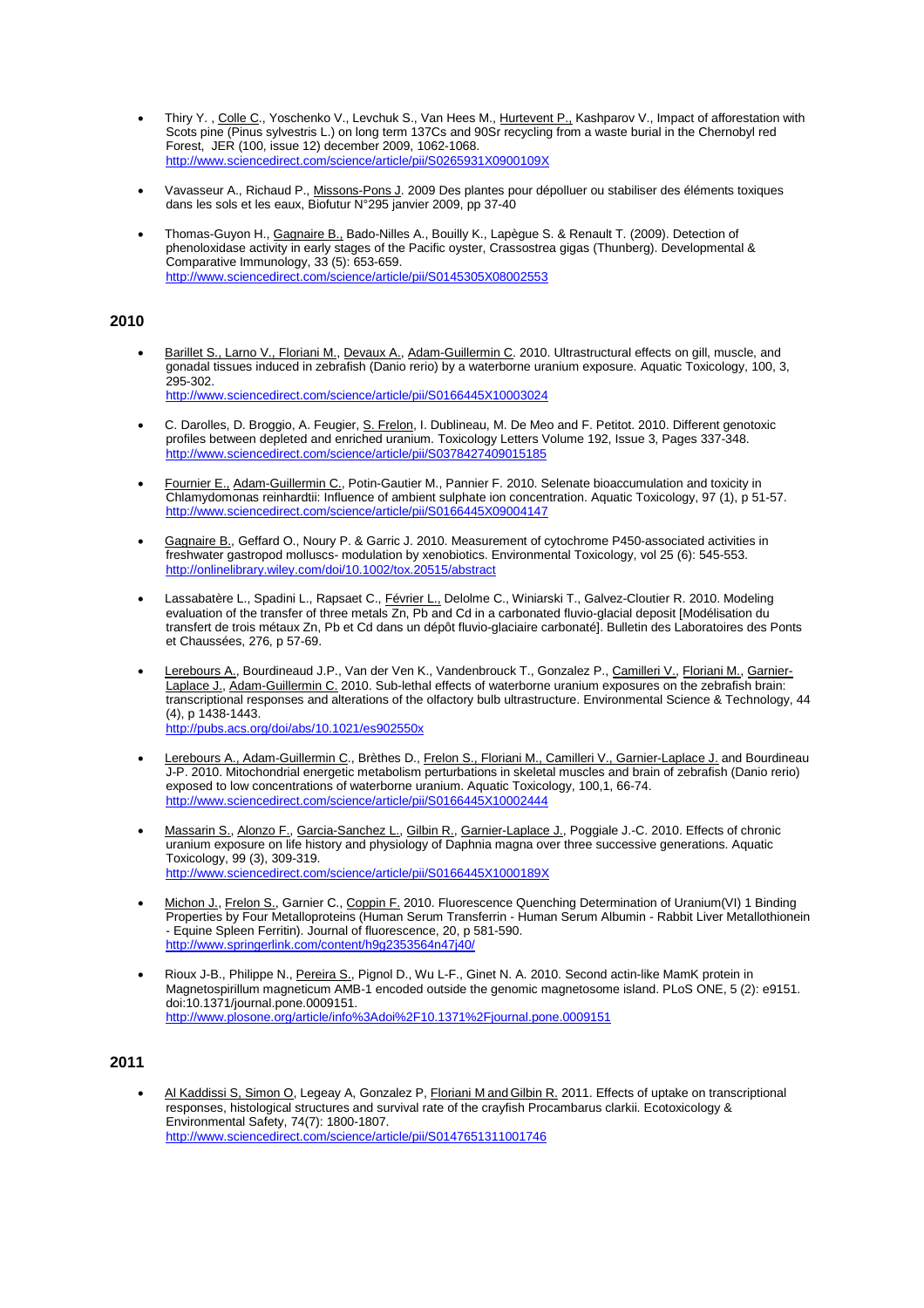- Thiry Y. , Colle C., Yoschenko V., Levchuk S., Van Hees M., Hurtevent P., Kashparov V., Impact of afforestation with Scots pine (Pinus sylvestris L.) on long term 137Cs and 90Sr recycling from a waste burial in the Chernobyl red Forest, JER (100, issue 12) december 2009, 1062-1068.
http://www.sciencedirect.com/science/article/pii/S0265931X0900109X

- Vavasseur A., Richaud P., Missons-Pons J. 2009 Des plantes pour dépolluer ou stabiliser des éléments toxiques dans les sols et les eaux, Biofutur N°295 janvier 2009, pp 37-40

- Thomas-Guyon H., Gagnaire B., Bado-Nilles A., Bouilly K., Lapègue S. & Renault T. (2009). Detection of phenoloxidase activity in early stages of the Pacific oyster, Crassostrea gigas (Thunberg). Developmental & Comparative Immunology, 33 (5): 653-659.
http://www.sciencedirect.com/science/article/pii/S0145305X08002553

## 2010

- Barillet S., Larno V., Floriani M., Devaux A., Adam-Guillermin C. 2010. Ultrastructural effects on gill, muscle, and gonadal tissues induced in zebrafish (Danio rerio) by a waterborne uranium exposure. Aquatic Toxicology, 100, 3, 295-302.
http://www.sciencedirect.com/science/article/pii/S0166445X10003024

- C. Darolles, D. Broggio, A. Feugier, S. Frelon, I. Dublineau, M. De Meo and F. Petitot. 2010. Different genotoxic profiles between depleted and enriched uranium. Toxicology Letters Volume 192, Issue 3, Pages 337-348.
http://www.sciencedirect.com/science/article/pii/S0378427409015185

- Fournier E., Adam-Guillermin C., Potin-Gautier M., Pannier F. 2010. Selenate bioaccumulation and toxicity in Chlamydomonas reinhardtii: Influence of ambient sulphate ion concentration. Aquatic Toxicology, 97 (1), p 51-57.
http://www.sciencedirect.com/science/article/pii/S0166445X09004147

- Gagnaire B., Geffard O., Noury P. & Garric J. 2010. Measurement of cytochrome P450-associated activities in freshwater gastropod molluscs- modulation by xenobiotics. Environmental Toxicology, vol 25 (6): 545-553.
http://onlinelibrary.wiley.com/doi/10.1002/tox.20515/abstract

- Lassabatère L., Spadini L., Rapsaet C., Février L., Delolme C., Winiarski T., Galvez-Cloutier R. 2010. Modeling evaluation of the transfer of three metals Zn, Pb and Cd in a carbonated fluvio-glacial deposit [Modélisation du transfert de trois métaux Zn, Pb et Cd dans un dépôt fluvio-glaciaire carbonaté]. Bulletin des Laboratoires des Ponts et Chaussées, 276, p 57-69.

- Lerebours A., Bourdineaud J.P., Van der Ven K., Vandenbrouck T., Gonzalez P., Camilleri V., Floriani M., Garnier-Laplace J., Adam-Guillermin C. 2010. Sub-lethal effects of waterborne uranium exposures on the zebrafish brain: transcriptional responses and alterations of the olfactory bulb ultrastructure. Environmental Science & Technology, 44 (4), p 1438-1443.
http://pubs.acs.org/doi/abs/10.1021/es902550x

- Lerebours A., Adam-Guillermin C., Brèthes D., Frelon S., Floriani M., Camilleri V., Garnier-Laplace J. and Bourdineau J-P. 2010. Mitochondrial energetic metabolism perturbations in skeletal muscles and brain of zebrafish (Danio rerio) exposed to low concentrations of waterborne uranium. Aquatic Toxicology, 100,1, 66-74.
http://www.sciencedirect.com/science/article/pii/S0166445X10002444

- Massarin S., Alonzo F., Garcia-Sanchez L., Gilbin R., Garnier-Laplace J., Poggiale J.-C. 2010. Effects of chronic uranium exposure on life history and physiology of Daphnia magna over three successive generations. Aquatic Toxicology, 99 (3), 309-319.
http://www.sciencedirect.com/science/article/pii/S0166445X1000189X

- Michon J., Frelon S., Garnier C., Coppin F. 2010. Fluorescence Quenching Determination of Uranium(VI) 1 Binding Properties by Four Metalloproteins (Human Serum Transferrin - Human Serum Albumin - Rabbit Liver Metallothionein - Equine Spleen Ferritin). Journal of fluorescence, 20, p 581-590.
http://www.springerlink.com/content/h9g2353564n47j40/

- Rioux J-B., Philippe N., Pereira S., Pignol D., Wu L-F., Ginet N. A. 2010. Second actin-like MamK protein in Magnetospirillum magneticum AMB-1 encoded outside the genomic magnetosome island. PLoS ONE, 5 (2): e9151. doi:10.1371/journal.pone.0009151.
http://www.plosone.org/article/info%3Adoi%2F10.1371%2Fjournal.pone.0009151

## 2011

- Al Kaddissi S, Simon O, Legeay A, Gonzalez P, Floriani M and Gilbin R. 2011. Effects of uptake on transcriptional responses, histological structures and survival rate of the crayfish Procambarus clarkii. Ecotoxicology & Environmental Safety, 74(7): 1800-1807.
http://www.sciencedirect.com/science/article/pii/S0147651311001746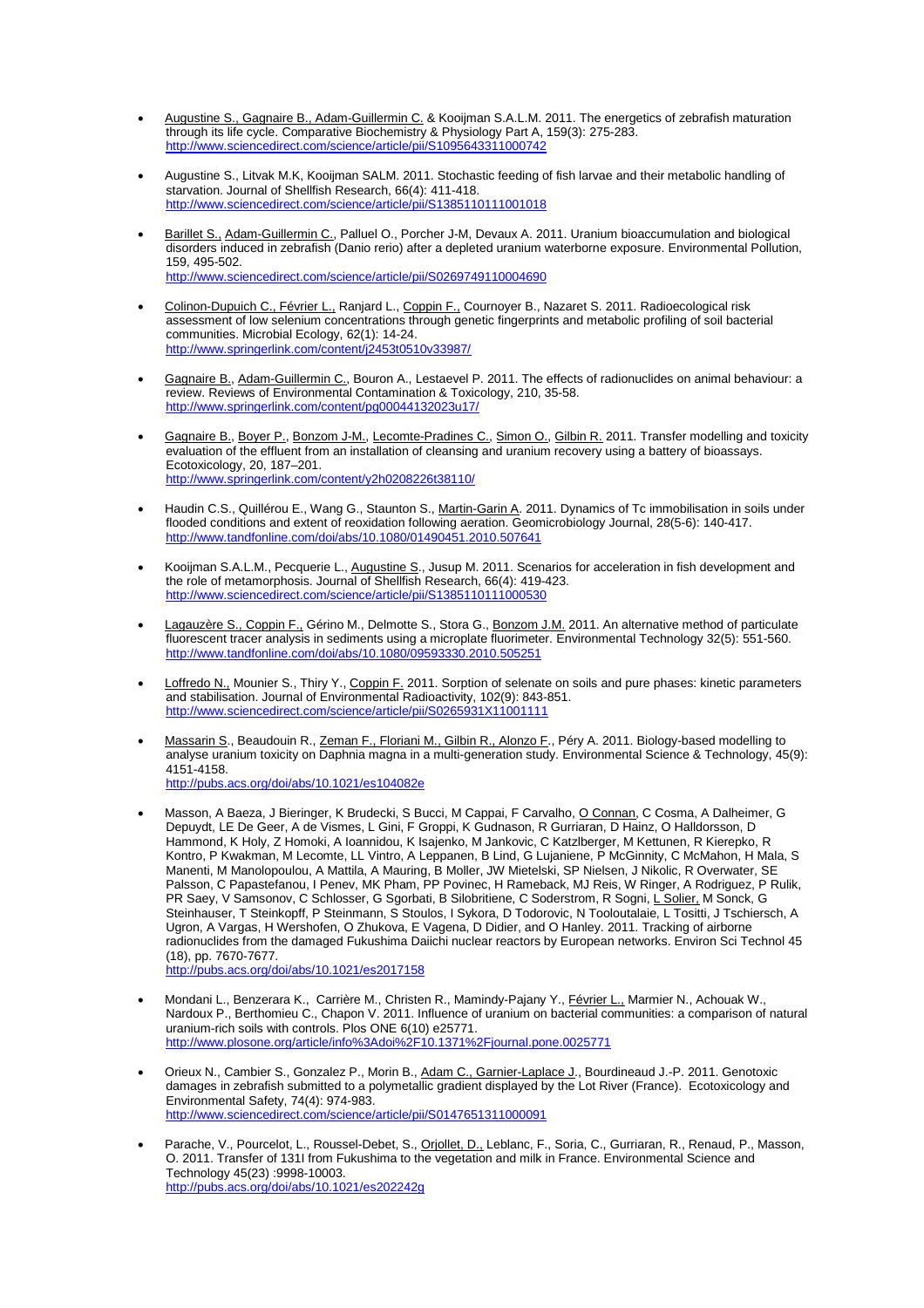- Augustine S., Gagnaire B., Adam-Guillermin C. & Kooijman S.A.L.M. 2011. The energetics of zebrafish maturation through its life cycle. Comparative Biochemistry & Physiology Part A, 159(3): 275-283. http://www.sciencedirect.com/science/article/pii/S1095643311000742

- Augustine S., Litvak M.K, Kooijman SALM. 2011. Stochastic feeding of fish larvae and their metabolic handling of starvation. Journal of Shellfish Research, 66(4): 411-418. http://www.sciencedirect.com/science/article/pii/S1385110111001018

- Barillet S., Adam-Guillermin C., Palluel O., Porcher J-M, Devaux A. 2011. Uranium bioaccumulation and biological disorders induced in zebrafish (Danio rerio) after a depleted uranium waterborne exposure. Environmental Pollution, 159, 495-502. http://www.sciencedirect.com/science/article/pii/S0269749110004690

- Colinon-Dupuich C., Février L., Ranjard L., Coppin F., Cournoyer B., Nazaret S. 2011. Radioecological risk assessment of low selenium concentrations through genetic fingerprints and metabolic profiling of soil bacterial communities. Microbial Ecology, 62(1): 14-24. http://www.springerlink.com/content/j2453t0510v33987/

- Gagnaire B., Adam-Guillermin C., Bouron A., Lestaevel P. 2011. The effects of radionuclides on animal behaviour: a review. Reviews of Environmental Contamination & Toxicology, 210, 35-58. http://www.springerlink.com/content/pg00044132023u17/

- Gagnaire B., Boyer P., Bonzom J-M., Lecomte-Pradines C., Simon O., Gilbin R. 2011. Transfer modelling and toxicity evaluation of the effluent from an installation of cleansing and uranium recovery using a battery of bioassays. Ecotoxicology, 20, 187–201. http://www.springerlink.com/content/y2h0208226t38110/

- Haudin C.S., Quillérou E., Wang G., Staunton S., Martin-Garin A. 2011. Dynamics of Tc immobilisation in soils under flooded conditions and extent of reoxidation following aeration. Geomicrobiology Journal, 28(5-6): 140-417. http://www.tandfonline.com/doi/abs/10.1080/01490451.2010.507641

- Kooijman S.A.L.M., Pecquerie L., Augustine S., Jusup M. 2011. Scenarios for acceleration in fish development and the role of metamorphosis. Journal of Shellfish Research, 66(4): 419-423. http://www.sciencedirect.com/science/article/pii/S1385110111000530

- Lagauzère S., Coppin F., Gérino M., Delmotte S., Stora G., Bonzom J.M. 2011. An alternative method of particulate fluorescent tracer analysis in sediments using a microplate fluorimeter. Environmental Technology 32(5): 551-560. http://www.tandfonline.com/doi/abs/10.1080/09593330.2010.505251

- Loffredo N., Mounier S., Thiry Y., Coppin F. 2011. Sorption of selenate on soils and pure phases: kinetic parameters and stabilisation. Journal of Environmental Radioactivity, 102(9): 843-851. http://www.sciencedirect.com/science/article/pii/S0265931X11001111

- Massarin S., Beaudouin R., Zeman F., Floriani M., Gilbin R., Alonzo F., Péry A. 2011. Biology-based modelling to analyse uranium toxicity on Daphnia magna in a multi-generation study. Environmental Science & Technology, 45(9): 4151-4158. http://pubs.acs.org/doi/abs/10.1021/es104082e

- Masson, A Baeza, J Bieringer, K Brudecki, S Bucci, M Cappai, F Carvalho, O Connan, C Cosma, A Dalheimer, G Depuydt, LE De Geer, A de Vismes, L Gini, F Groppi, K Gudnason, R Gurriaran, D Hainz, O Halldorsson, D Hammond, K Holy, Z Homoki, A Ioannidou, K Isajenko, M Jankovic, C Katzlberger, M Kettunen, R Kierepko, R Kontro, P Kwakman, M Lecomte, LL Vintro, A Leppanen, B Lind, G Lujaniene, P McGinnity, C McMahon, H Mala, S Manenti, M Manolopoulou, A Mattila, A Mauring, B Moller, JW Mietelski, SP Nielsen, J Nikolic, R Overwater, SE Palsson, C Papastefanou, I Penev, MK Pham, PP Povinec, H Rameback, MJ Reis, W Ringer, A Rodriguez, P Rulik, PR Saey, V Samsonov, C Schlosser, G Sgorbati, B Silobritiene, C Soderstrom, R Sogni, L Solier, M Sonck, G Steinhauser, T Steinkopff, P Steinmann, S Stoulos, I Sykora, D Todorovic, N Tooloutalaie, L Tositti, J Tschiersch, A Ugron, A Vargas, H Wershofen, O Zhukova, E Vagena, D Didier, and O Hanley. 2011. Tracking of airborne radionuclides from the damaged Fukushima Daiichi nuclear reactors by European networks. Environ Sci Technol 45 (18), pp. 7670-7677. http://pubs.acs.org/doi/abs/10.1021/es2017158

- Mondani L., Benzerara K., Carrière M., Christen R., Mamindy-Pajany Y., Février L., Marmier N., Achouak W., Nardoux P., Berthomieu C., Chapon V. 2011. Influence of uranium on bacterial communities: a comparison of natural uranium-rich soils with controls. Plos ONE 6(10) e25771. http://www.plosone.org/article/info%3Adoi%2F10.1371%2Fjournal.pone.0025771

- Orieux N., Cambier S., Gonzalez P., Morin B., Adam C., Garnier-Laplace J., Bourdineaud J.-P. 2011. Genotoxic damages in zebrafish submitted to a polymetallic gradient displayed by the Lot River (France). Ecotoxicology and Environmental Safety, 74(4): 974-983. http://www.sciencedirect.com/science/article/pii/S0147651311000091

- Parache, V., Pourcelot, L., Roussel-Debet, S., Orjollet, D., Leblanc, F., Soria, C., Gurriaran, R., Renaud, P., Masson, O. 2011. Transfer of 131I from Fukushima to the vegetation and milk in France. Environmental Science and Technology 45(23) :9998-10003. http://pubs.acs.org/doi/abs/10.1021/es202242g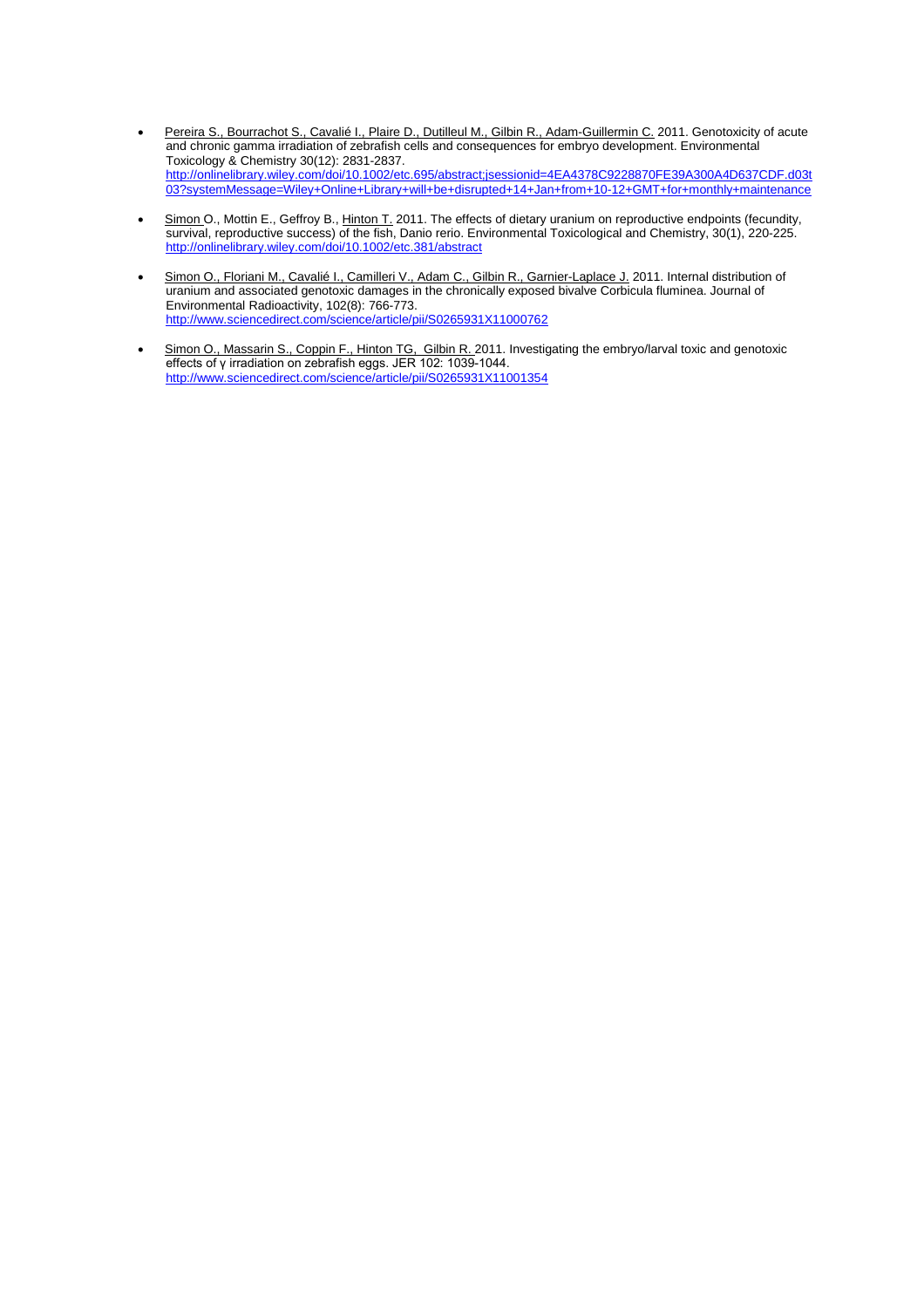- Pereira S., Bourrachot S., Cavalié I., Plaire D., Dutilleul M., Gilbin R., Adam-Guillermin C. 2011. Genotoxicity of acute and chronic gamma irradiation of zebrafish cells and consequences for embryo development. Environmental Toxicology & Chemistry 30(12): 2831-2837.
  http://onlinelibrary.wiley.com/doi/10.1002/etc.695/abstract;jsessionid=4EA4378C9228870FE39A300A4D637CDF.d03t03?systemMessage=Wiley+Online+Library+will+be+disrupted+14+Jan+from+10-12+GMT+for+monthly+maintenance

- Simon O., Mottin E., Geffroy B., Hinton T. 2011. The effects of dietary uranium on reproductive endpoints (fecundity, survival, reproductive success) of the fish, Danio rerio. Environmental Toxicological and Chemistry, 30(1), 220-225.
  http://onlinelibrary.wiley.com/doi/10.1002/etc.381/abstract

- Simon O., Floriani M., Cavalié I., Camilleri V., Adam C., Gilbin R., Garnier-Laplace J. 2011. Internal distribution of uranium and associated genotoxic damages in the chronically exposed bivalve Corbicula fluminea. Journal of Environmental Radioactivity, 102(8): 766-773.
  http://www.sciencedirect.com/science/article/pii/S0265931X11000762

- Simon O., Massarin S., Coppin F., Hinton TG, Gilbin R. 2011. Investigating the embryo/larval toxic and genotoxic effects of γ irradiation on zebrafish eggs. JER 102: 1039-1044.
  http://www.sciencedirect.com/science/article/pii/S0265931X11001354